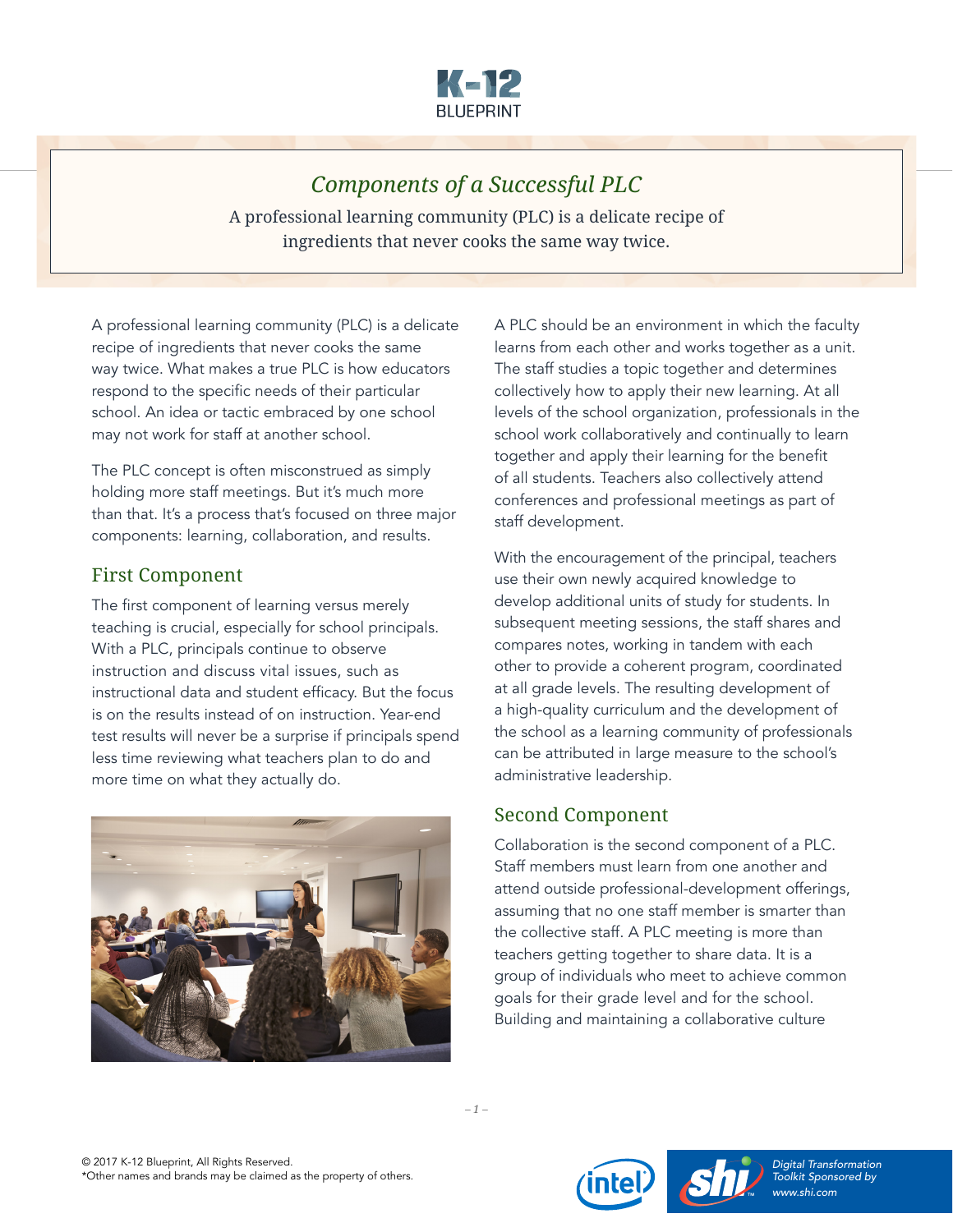# Components of a Successful PLC

A professional learning community (PLC) is a delicate recipe of ingredients that never cooks the same way twice.

A professional learning community (PLC) is a delicate recipe of ingredients that never cooks the same way twice. What makes a true PLC is how educators respond to the specific needs of their particular school. An idea or tactic embraced by one school may not work for staff at another school.

The PLC concept is often misconstrued as simply holding more staff meetings. But it's much more than that. It's a process that's focused on three major components: learning, collaboration, and results.

## First Component

The first component of learning versus merely teaching is crucial, especially for school principals. With a PLC, principals continue to observe instruction and discuss vital issues, such as instructional data and student efficacy. But the focus is on the results instead of on instruction. Year-end test results will never be a surprise if principals spend less time reviewing what teachers plan to do and more time on what they actually do.

A PLC should be an environment in which the faculty learns from each other and works together as a unit. The staff studies a topic together and determines collectively how to apply their new learning. At all levels of the school organization, professionals in the school work collaboratively and continually to learn together and apply their learning for the benefit of all students. Teachers also collectively attend conferences and professional meetings as part of staff development.

With the encouragement of the principal, teachers use their own newly acquired knowledge to develop additional units of study for students. In subsequent meeting sessions, the staff shares and compares notes, working in tandem with each other to provide a coherent program, coordinated at all grade levels. The resulting development of a high-quality curriculum and the development of the school as a learning community of professionals can be attributed in large measure to the school's administrative leadership.

## Second Component

Collaboration is the second component of a PLC. Staff members must learn from one another and attend outside professional-development offerings, assuming that no one staff member is smarter than the collective staff. A PLC meeting is more than teachers getting together to share data. It is a group of individuals who meet to achieve common goals for their grade level and for the school. Building and maintaining a collaborative culture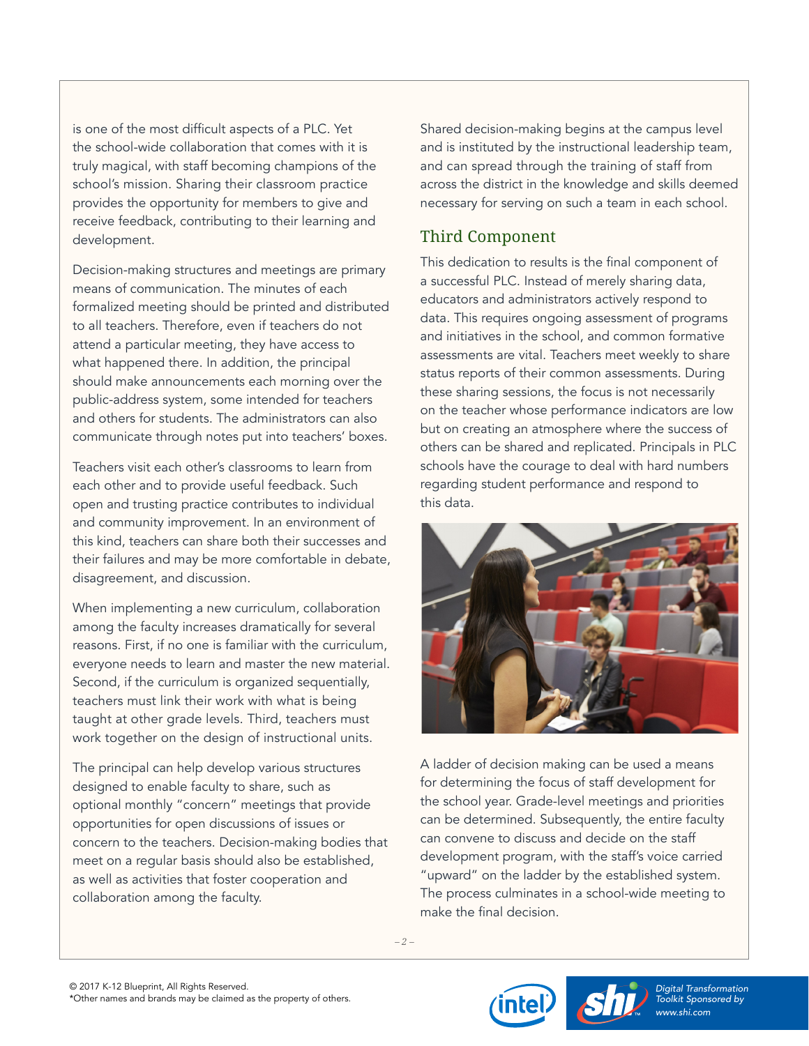is one of the most difficult aspects of a PLC. Yet the school-wide collaboration that comes with it is truly magical, with staff becoming champions of the school's mission. Sharing their classroom practice provides the opportunity for members to give and receive feedback, contributing to their learning and development.

Decision-making structures and meetings are primary means of communication. The minutes of each formalized meeting should be printed and distributed to all teachers. Therefore, even if teachers do not attend a particular meeting, they have access to what happened there. In addition, the principal should make announcements each morning over the public-address system, some intended for teachers and others for students. The administrators can also communicate through notes put into teachers' boxes.

Teachers visit each other's classrooms to learn from each other and to provide useful feedback. Such open and trusting practice contributes to individual and community improvement. In an environment of this kind, teachers can share both their successes and their failures and may be more comfortable in debate, disagreement, and discussion.

When implementing a new curriculum, collaboration among the faculty increases dramatically for several reasons. First, if no one is familiar with the curriculum, everyone needs to learn and master the new material. Second, if the curriculum is organized sequentially, teachers must link their work with what is being taught at other grade levels. Third, teachers must work together on the design of instructional units.

The principal can help develop various structures designed to enable faculty to share, such as optional monthly "concern" meetings that provide opportunities for open discussions of issues or concern to the teachers. Decision-making bodies that meet on a regular basis should also be established, as well as activities that foster cooperation and collaboration among the faculty.

Shared decision-making begins at the campus level and is instituted by the instructional leadership team, and can spread through the training of staff from across the district in the knowledge and skills deemed necessary for serving on such a team in each school.

## Third Component

This dedication to results is the final component of a successful PLC. Instead of merely sharing data, educators and administrators actively respond to data. This requires ongoing assessment of programs and initiatives in the school, and common formative assessments are vital. Teachers meet weekly to share status reports of their common assessments. During these sharing sessions, the focus is not necessarily on the teacher whose performance indicators are low but on creating an atmosphere where the success of others can be shared and replicated. Principals in PLC schools have the courage to deal with hard numbers regarding student performance and respond to this data.

A ladder of decision making can be used a means for determining the focus of staff development for the school year. Grade-level meetings and priorities can be determined. Subsequently, the entire faculty can convene to discuss and decide on the staff development program, with the staff's voice carried "upward" on the ladder by the established system. The process culminates in a school-wide meeting to make the final decision.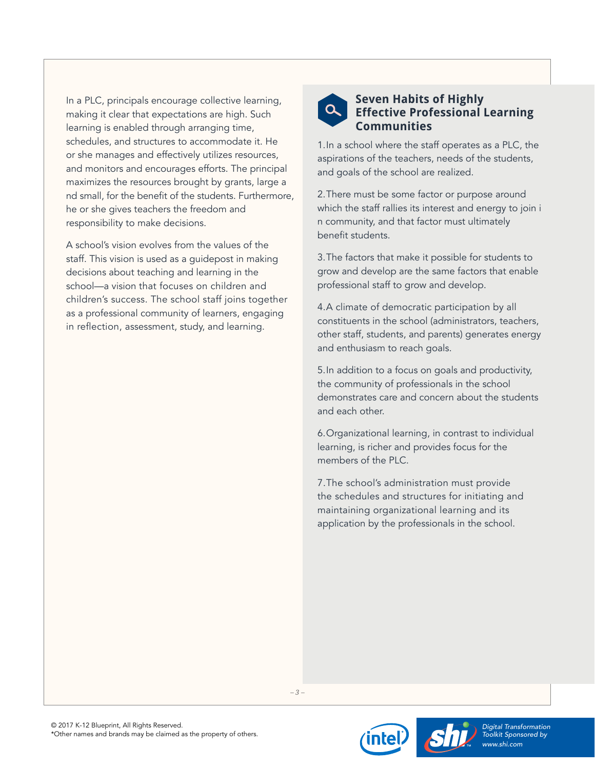In a PLC, principals encourage collective learning, making it clear that expectations are high. Such learning is enabled through arranging time, schedules, and structures to accommodate it. He or she manages and effectively utilizes resources, and monitors and encourages efforts. The principal maximizes the resources brought by grants, large a nd small, for the benefit of the students. Furthermore, he or she gives teachers the freedom and responsibility to make decisions.

A school's vision evolves from the values of the staff. This vision is used as a guidepost in making decisions about teaching and learning in the school—a vision that focuses on children and children's success. The school staff joins together as a professional community of learners, engaging in reflection, assessment, study, and learning.

## Seven Habits of Highly Effective Professional Learning Communities

1. In a school where the staff operates as a PLC, the aspirations of the teachers, needs of the students, and goals of the school are realized.

2. There must be some factor or purpose around which the staff rallies its interest and energy to join i n community, and that factor must ultimately benefit students.

3. The factors that make it possible for students to grow and develop are the same factors that enable professional staff to grow and develop.

4. A climate of democratic participation by all constituents in the school (administrators, teachers, other staff, students, and parents) generates energy and enthusiasm to reach goals.

5. In addition to a focus on goals and productivity, the community of professionals in the school demonstrates care and concern about the students and each other.

6. Organizational learning, in contrast to individual learning, is richer and provides focus for the members of the PLC.

7. The school's administration must provide the schedules and structures for initiating and maintaining organizational learning and its application by the professionals in the school.

© 2017 K-12 Blueprint, All Rights Reserved.
*Other names and brands may be claimed as the property of others.

Digital Transformation Toolkit Sponsored by www.shi.com